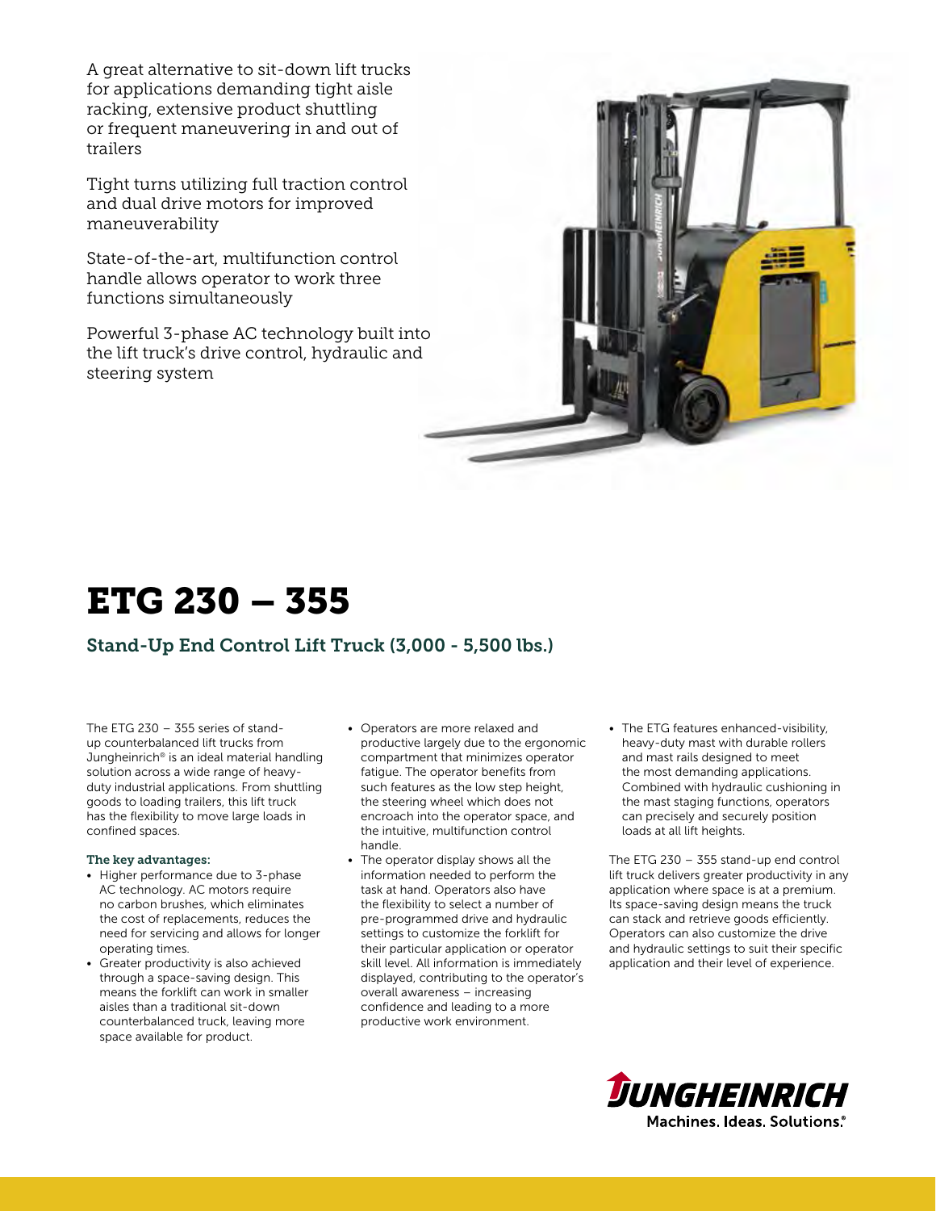A great alternative to sit-down lift trucks for applications demanding tight aisle racking, extensive product shuttling or frequent maneuvering in and out of trailers

Tight turns utilizing full traction control and dual drive motors for improved maneuverability

State-of-the-art, multifunction control handle allows operator to work three functions simultaneously

Powerful 3-phase AC technology built into the lift truck's drive control, hydraulic and steering system

# ETG 230 – 355

## Stand-Up End Control Lift Truck (3,000 - 5,500 lbs.)

The ETG 230 – 355 series of stand-up counterbalanced lift trucks from Jungheinrich® is an ideal material handling solution across a wide range of heavy-duty industrial applications. From shuttling goods to loading trailers, this lift truck has the flexibility to move large loads in confined spaces.

**The key advantages:**

- Higher performance due to 3-phase AC technology. AC motors require no carbon brushes, which eliminates the cost of replacements, reduces the need for servicing and allows for longer operating times.
- Greater productivity is also achieved through a space-saving design. This means the forklift can work in smaller aisles than a traditional sit-down counterbalanced truck, leaving more space available for product.
- Operators are more relaxed and productive largely due to the ergonomic compartment that minimizes operator fatigue. The operator benefits from such features as the low step height, the steering wheel which does not encroach into the operator space, and the intuitive, multifunction control handle.
- The operator display shows all the information needed to perform the task at hand. Operators also have the flexibility to select a number of pre-programmed drive and hydraulic settings to customize the forklift for their particular application or operator skill level. All information is immediately displayed, contributing to the operator's overall awareness – increasing confidence and leading to a more productive work environment.
- The ETG features enhanced-visibility, heavy-duty mast with durable rollers and mast rails designed to meet the most demanding applications. Combined with hydraulic cushioning in the mast staging functions, operators can precisely and securely position loads at all lift heights.

The ETG 230 – 355 stand-up end control lift truck delivers greater productivity in any application where space is at a premium. Its space-saving design means the truck can stack and retrieve goods efficiently. Operators can also customize the drive and hydraulic settings to suit their specific application and their level of experience.

JUNGHEINRICH
Machines. Ideas. Solutions.®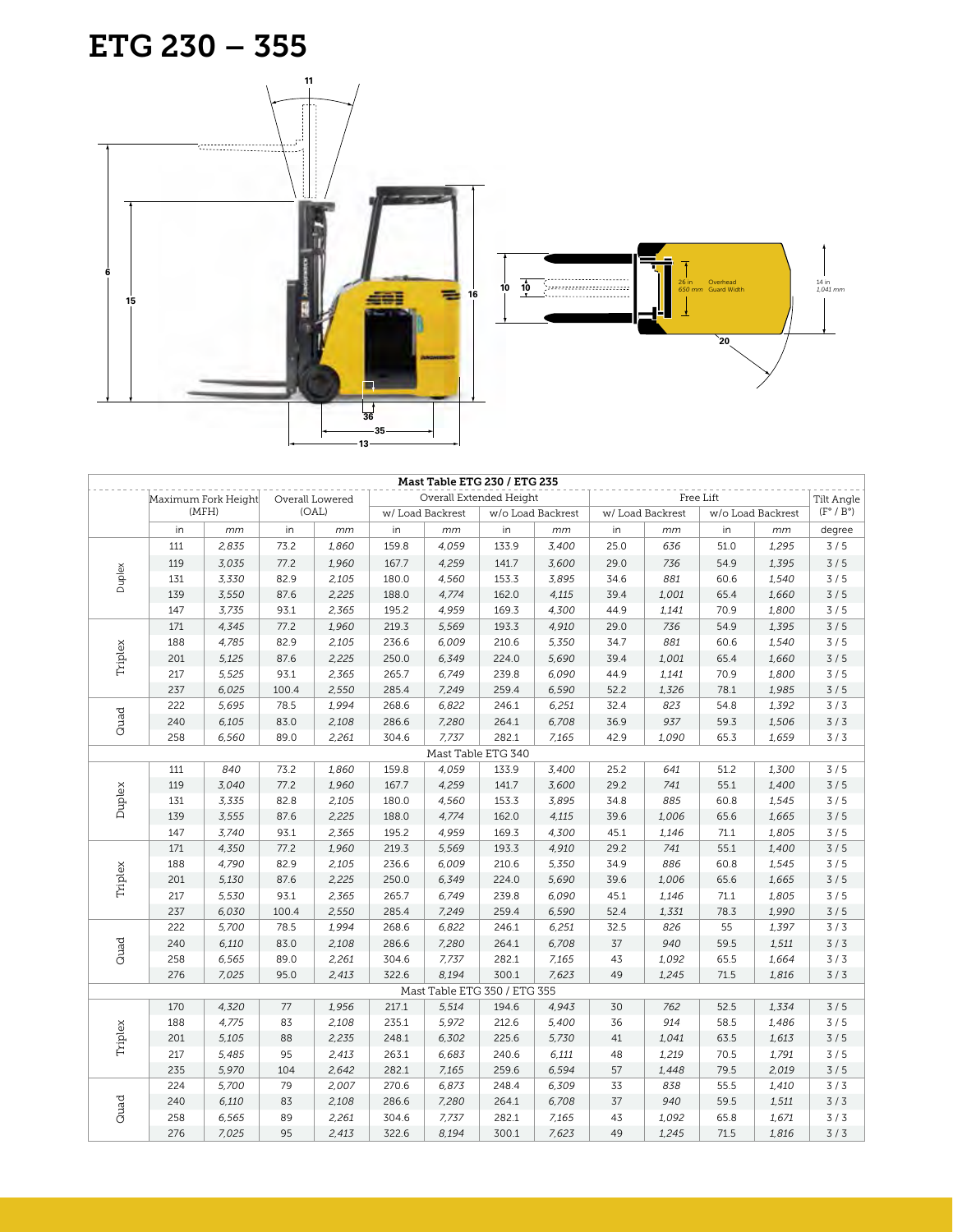# ETG 230 – 355

| | Maximum Fork Height (MFH) | | Overall Lowered (OAL) | | Overall Extended Height | | | | Free Lift | | | | Tilt Angle (F° / B°) |
|---|---|---|---|---|---|---|---|---|---|---|---|---|---|
| | | | | | w/ Load Backrest | | w/o Load Backrest | | w/ Load Backrest | | w/o Load Backrest | | |
| | in | mm | in | mm | in | mm | in | mm | in | mm | in | mm | degree |
| **Mast Table ETG 230 / ETG 235** | | | | | | | | | | | | | |
| Duplex | 111 | 2,835 | 73.2 | 1,860 | 159.8 | 4,059 | 133.9 | 3,400 | 25.0 | 636 | 51.0 | 1,295 | 3 / 5 |
| | 119 | 3,035 | 77.2 | 1,960 | 167.7 | 4,259 | 141.7 | 3,600 | 29.0 | 736 | 54.9 | 1,395 | 3 / 5 |
| | 131 | 3,330 | 82.9 | 2,105 | 180.0 | 4,560 | 153.3 | 3,895 | 34.6 | 881 | 60.6 | 1,540 | 3 / 5 |
| | 139 | 3,550 | 87.6 | 2,225 | 188.0 | 4,774 | 162.0 | 4,115 | 39.4 | 1,001 | 65.4 | 1,660 | 3 / 5 |
| | 147 | 3,735 | 93.1 | 2,365 | 195.2 | 4,959 | 169.3 | 4,300 | 44.9 | 1,141 | 70.9 | 1,800 | 3 / 5 |
| Triplex | 171 | 4,345 | 77.2 | 1,960 | 219.3 | 5,569 | 193.3 | 4,910 | 29.0 | 736 | 54.9 | 1,395 | 3 / 5 |
| | 188 | 4,785 | 82.9 | 2,105 | 236.6 | 6,009 | 210.6 | 5,350 | 34.7 | 881 | 60.6 | 1,540 | 3 / 5 |
| | 201 | 5,125 | 87.6 | 2,225 | 250.0 | 6,349 | 224.0 | 5,690 | 39.4 | 1,001 | 65.4 | 1,660 | 3 / 5 |
| | 217 | 5,525 | 93.1 | 2,365 | 265.7 | 6,749 | 239.8 | 6,090 | 44.9 | 1,141 | 70.9 | 1,800 | 3 / 5 |
| | 237 | 6,025 | 100.4 | 2,550 | 285.4 | 7,249 | 259.4 | 6,590 | 52.2 | 1,326 | 78.1 | 1,985 | 3 / 5 |
| Quad | 222 | 5,695 | 78.5 | 1,994 | 268.6 | 6,822 | 246.1 | 6,251 | 32.4 | 823 | 54.8 | 1,392 | 3 / 3 |
| | 240 | 6,105 | 83.0 | 2,108 | 286.6 | 7,280 | 264.1 | 6,708 | 36.9 | 937 | 59.3 | 1,506 | 3 / 3 |
| | 258 | 6,560 | 89.0 | 2,261 | 304.6 | 7,737 | 282.1 | 7,165 | 42.9 | 1,090 | 65.3 | 1,659 | 3 / 3 |
| **Mast Table ETG 340** | | | | | | | | | | | | | |
| Duplex | 111 | 840 | 73.2 | 1,860 | 159.8 | 4,059 | 133.9 | 3,400 | 25.2 | 641 | 51.2 | 1,300 | 3 / 5 |
| | 119 | 3,040 | 77.2 | 1,960 | 167.7 | 4,259 | 141.7 | 3,600 | 29.2 | 741 | 55.1 | 1,400 | 3 / 5 |
| | 131 | 3,335 | 82.8 | 2,105 | 180.0 | 4,560 | 153.3 | 3,895 | 34.8 | 885 | 60.8 | 1,545 | 3 / 5 |
| | 139 | 3,555 | 87.6 | 2,225 | 188.0 | 4,774 | 162.0 | 4,115 | 39.6 | 1,006 | 65.6 | 1,665 | 3 / 5 |
| | 147 | 3,740 | 93.1 | 2,365 | 195.2 | 4,959 | 169.3 | 4,300 | 45.1 | 1,146 | 71.1 | 1,805 | 3 / 5 |
| Triplex | 171 | 4,350 | 77.2 | 1,960 | 219.3 | 5,569 | 193.3 | 4,910 | 29.2 | 741 | 55.1 | 1,400 | 3 / 5 |
| | 188 | 4,790 | 82.9 | 2,105 | 236.6 | 6,009 | 210.6 | 5,350 | 34.9 | 886 | 60.8 | 1,545 | 3 / 5 |
| | 201 | 5,130 | 87.6 | 2,225 | 250.0 | 6,349 | 224.0 | 5,690 | 39.6 | 1,006 | 65.6 | 1,665 | 3 / 5 |
| | 217 | 5,530 | 93.1 | 2,365 | 265.7 | 6,749 | 239.8 | 6,090 | 45.1 | 1,146 | 71.1 | 1,805 | 3 / 5 |
| | 237 | 6,030 | 100.4 | 2,550 | 285.4 | 7,249 | 259.4 | 6,590 | 52.4 | 1,331 | 78.3 | 1,990 | 3 / 5 |
| Quad | 222 | 5,700 | 78.5 | 1,994 | 268.6 | 6,822 | 246.1 | 6,251 | 32.5 | 826 | 55 | 1,397 | 3 / 3 |
| | 240 | 6,110 | 83.0 | 2,108 | 286.6 | 7,280 | 264.1 | 6,708 | 37 | 940 | 59.5 | 1,511 | 3 / 3 |
| | 258 | 6,565 | 89.0 | 2,261 | 304.6 | 7,737 | 282.1 | 7,165 | 43 | 1,092 | 65.5 | 1,664 | 3 / 3 |
| | 276 | 7,025 | 95.0 | 2,413 | 322.6 | 8,194 | 300.1 | 7,623 | 49 | 1,245 | 71.5 | 1,816 | 3 / 3 |
| **Mast Table ETG 350 / ETG 355** | | | | | | | | | | | | | |
| Triplex | 170 | 4,320 | 77 | 1,956 | 217.1 | 5,514 | 194.6 | 4,943 | 30 | 762 | 52.5 | 1,334 | 3 / 5 |
| | 188 | 4,775 | 83 | 2,108 | 235.1 | 5,972 | 212.6 | 5,400 | 36 | 914 | 58.5 | 1,486 | 3 / 5 |
| | 201 | 5,105 | 88 | 2,235 | 248.1 | 6,302 | 225.6 | 5,730 | 41 | 1,041 | 63.5 | 1,613 | 3 / 5 |
| | 217 | 5,485 | 95 | 2,413 | 263.1 | 6,683 | 240.6 | 6,111 | 48 | 1,219 | 70.5 | 1,791 | 3 / 5 |
| | 235 | 5,970 | 104 | 2,642 | 282.1 | 7,165 | 259.6 | 6,594 | 57 | 1,448 | 79.5 | 2,019 | 3 / 5 |
| Quad | 224 | 5,700 | 79 | 2,007 | 270.6 | 6,873 | 248.4 | 6,309 | 33 | 838 | 55.5 | 1,410 | 3 / 3 |
| | 240 | 6,110 | 83 | 2,108 | 286.6 | 7,280 | 264.1 | 6,708 | 37 | 940 | 59.5 | 1,511 | 3 / 3 |
| | 258 | 6,565 | 89 | 2,261 | 304.6 | 7,737 | 282.1 | 7,165 | 43 | 1,092 | 65.8 | 1,671 | 3 / 3 |
| | 276 | 7,025 | 95 | 2,413 | 322.6 | 8,194 | 300.1 | 7,623 | 49 | 1,245 | 71.5 | 1,816 | 3 / 3 |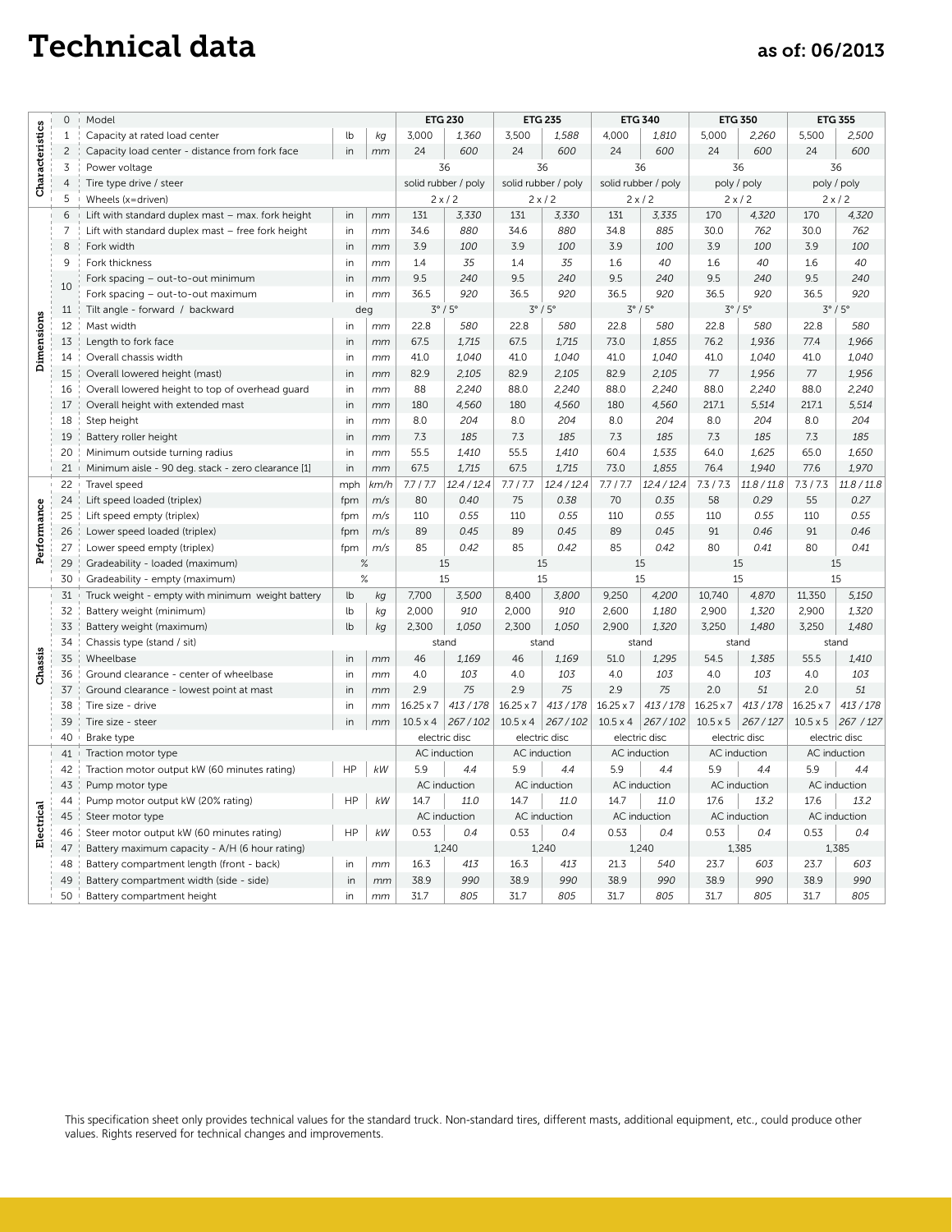# Technical data

as of: 06/2013

| | No. | | | | ETG 230 | | ETG 235 | | ETG 340 | | ETG 350 | | ETG 355 | |
|---|---|---|---|---|---|---|---|---|---|---|---|---|---|---|
| Characteristics | 0 | Model | | | ETG 230 | | ETG 235 | | ETG 340 | | ETG 350 | | ETG 355 | |
| | 1 | Capacity at rated load center | lb | kg | 3,000 | 1,360 | 3,500 | 1,588 | 4,000 | 1,810 | 5,000 | 2,260 | 5,500 | 2,500 |
| | 2 | Capacity load center - distance from fork face | in | mm | 24 | 600 | 24 | 600 | 24 | 600 | 24 | 600 | 24 | 600 |
| | 3 | Power voltage | | | 36 | | 36 | | 36 | | 36 | | 36 | |
| | 4 | Tire type drive / steer | | | solid rubber / poly | | solid rubber / poly | | solid rubber / poly | | poly / poly | | poly / poly | |
| | 5 | Wheels (x=driven) | | | 2 x / 2 | | 2 x / 2 | | 2 x / 2 | | 2 x / 2 | | 2 x / 2 | |
| Dimensions | 6 | Lift with standard duplex mast – max. fork height | in | mm | 131 | 3,330 | 131 | 3,330 | 131 | 3,335 | 170 | 4,320 | 170 | 4,320 |
| | 7 | Lift with standard duplex mast – free fork height | in | mm | 34.6 | 880 | 34.6 | 880 | 34.8 | 885 | 30.0 | 762 | 30.0 | 762 |
| | 8 | Fork width | in | mm | 3.9 | 100 | 3.9 | 100 | 3.9 | 100 | 3.9 | 100 | 3.9 | 100 |
| | 9 | Fork thickness | in | mm | 1.4 | 35 | 1.4 | 35 | 1.6 | 40 | 1.6 | 40 | 1.6 | 40 |
| | 10 | Fork spacing – out-to-out minimum | in | mm | 9.5 | 240 | 9.5 | 240 | 9.5 | 240 | 9.5 | 240 | 9.5 | 240 |
| | | Fork spacing – out-to-out maximum | in | mm | 36.5 | 920 | 36.5 | 920 | 36.5 | 920 | 36.5 | 920 | 36.5 | 920 |
| | 11 | Tilt angle - forward / backward | deg | | 3° / 5° | | 3° / 5° | | 3° / 5° | | 3° / 5° | | 3° / 5° | |
| | 12 | Mast width | in | mm | 22.8 | 580 | 22.8 | 580 | 22.8 | 580 | 22.8 | 580 | 22.8 | 580 |
| | 13 | Length to fork face | in | mm | 67.5 | 1,715 | 67.5 | 1,715 | 73.0 | 1,855 | 76.2 | 1,936 | 77.4 | 1,966 |
| | 14 | Overall chassis width | in | mm | 41.0 | 1,040 | 41.0 | 1,040 | 41.0 | 1,040 | 41.0 | 1,040 | 41.0 | 1,040 |
| | 15 | Overall lowered height (mast) | in | mm | 82.9 | 2,105 | 82.9 | 2,105 | 82.9 | 2,105 | 77 | 1,956 | 77 | 1,956 |
| | 16 | Overall lowered height to top of overhead guard | in | mm | 88 | 2,240 | 88.0 | 2,240 | 88.0 | 2,240 | 88.0 | 2,240 | 88.0 | 2,240 |
| | 17 | Overall height with extended mast | in | mm | 180 | 4,560 | 180 | 4,560 | 180 | 4,560 | 217.1 | 5,514 | 217.1 | 5,514 |
| | 18 | Step height | in | mm | 8.0 | 204 | 8.0 | 204 | 8.0 | 204 | 8.0 | 204 | 8.0 | 204 |
| | 19 | Battery roller height | in | mm | 7.3 | 185 | 7.3 | 185 | 7.3 | 185 | 7.3 | 185 | 7.3 | 185 |
| | 20 | Minimum outside turning radius | in | mm | 55.5 | 1,410 | 55.5 | 1,410 | 60.4 | 1,535 | 64.0 | 1,625 | 65.0 | 1,650 |
| | 21 | Minimum aisle - 90 deg. stack - zero clearance [1] | in | mm | 67.5 | 1,715 | 67.5 | 1,715 | 73.0 | 1,855 | 76.4 | 1,940 | 77.6 | 1,970 |
| Performance | 22 | Travel speed | mph | km/h | 7.7 / 7.7 | 12.4 / 12.4 | 7.7 / 7.7 | 12.4 / 12.4 | 7.7 / 7.7 | 12.4 / 12.4 | 7.3 / 7.3 | 11.8 / 11.8 | 7.3 / 7.3 | 11.8 / 11.8 |
| | 24 | Lift speed loaded (triplex) | fpm | m/s | 80 | 0.40 | 75 | 0.38 | 70 | 0.35 | 58 | 0.29 | 55 | 0.27 |
| | 25 | Lift speed empty (triplex) | fpm | m/s | 110 | 0.55 | 110 | 0.55 | 110 | 0.55 | 110 | 0.55 | 110 | 0.55 |
| | 26 | Lower speed loaded (triplex) | fpm | m/s | 89 | 0.45 | 89 | 0.45 | 89 | 0.45 | 91 | 0.46 | 91 | 0.46 |
| | 27 | Lower speed empty (triplex) | fpm | m/s | 85 | 0.42 | 85 | 0.42 | 85 | 0.42 | 80 | 0.41 | 80 | 0.41 |
| | 29 | Gradeability - loaded (maximum) | % | | 15 | | 15 | | 15 | | 15 | | 15 | |
| | 30 | Gradeability - empty (maximum) | % | | 15 | | 15 | | 15 | | 15 | | 15 | |
| Chassis | 31 | Truck weight - empty with minimum weight battery | lb | kg | 7,700 | 3,500 | 8,400 | 3,800 | 9,250 | 4,200 | 10,740 | 4,870 | 11,350 | 5,150 |
| | 32 | Battery weight (minimum) | lb | kg | 2,000 | 910 | 2,000 | 910 | 2,600 | 1,180 | 2,900 | 1,320 | 2,900 | 1,320 |
| | 33 | Battery weight (maximum) | lb | kg | 2,300 | 1,050 | 2,300 | 1,050 | 2,900 | 1,320 | 3,250 | 1,480 | 3,250 | 1,480 |
| | 34 | Chassis type (stand / sit) | | | stand | | stand | | stand | | stand | | stand | |
| | 35 | Wheelbase | in | mm | 46 | 1,169 | 46 | 1,169 | 51.0 | 1,295 | 54.5 | 1,385 | 55.5 | 1,410 |
| | 36 | Ground clearance - center of wheelbase | in | mm | 4.0 | 103 | 4.0 | 103 | 4.0 | 103 | 4.0 | 103 | 4.0 | 103 |
| | 37 | Ground clearance - lowest point at mast | in | mm | 2.9 | 75 | 2.9 | 75 | 2.9 | 75 | 2.0 | 51 | 2.0 | 51 |
| | 38 | Tire size - drive | in | mm | 16.25 x 7 | 413 / 178 | 16.25 x 7 | 413 / 178 | 16.25 x 7 | 413 / 178 | 16.25 x 7 | 413 / 178 | 16.25 x 7 | 413 / 178 |
| | 39 | Tire size - steer | in | mm | 10.5 x 4 | 267 / 102 | 10.5 x 4 | 267 / 102 | 10.5 x 4 | 267 / 102 | 10.5 x 5 | 267 / 127 | 10.5 x 5 | 267 / 127 |
| | 40 | Brake type | | | electric disc | | electric disc | | electric disc | | electric disc | | electric disc | |
| Electrical | 41 | Traction motor type | | | AC induction | | AC induction | | AC induction | | AC induction | | AC induction | |
| | 42 | Traction motor output kW (60 minutes rating) | HP | kW | 5.9 | 4.4 | 5.9 | 4.4 | 5.9 | 4.4 | 5.9 | 4.4 | 5.9 | 4.4 |
| | 43 | Pump motor type | | | AC induction | | AC induction | | AC induction | | AC induction | | AC induction | |
| | 44 | Pump motor output kW (20% rating) | HP | kW | 14.7 | 11.0 | 14.7 | 11.0 | 14.7 | 11.0 | 17.6 | 13.2 | 17.6 | 13.2 |
| | 45 | Steer motor type | | | AC induction | | AC induction | | AC induction | | AC induction | | AC induction | |
| | 46 | Steer motor output kW (60 minutes rating) | HP | kW | 0.53 | 0.4 | 0.53 | 0.4 | 0.53 | 0.4 | 0.53 | 0.4 | 0.53 | 0.4 |
| | 47 | Battery maximum capacity - A/H (6 hour rating) | | | 1,240 | | 1,240 | | 1,240 | | 1,385 | | 1,385 | |
| | 48 | Battery compartment length (front - back) | in | mm | 16.3 | 413 | 16.3 | 413 | 21.3 | 540 | 23.7 | 603 | 23.7 | 603 |
| | 49 | Battery compartment width (side - side) | in | mm | 38.9 | 990 | 38.9 | 990 | 38.9 | 990 | 38.9 | 990 | 38.9 | 990 |
| | 50 | Battery compartment height | in | mm | 31.7 | 805 | 31.7 | 805 | 31.7 | 805 | 31.7 | 805 | 31.7 | 805 |

This specification sheet only provides technical values for the standard truck. Non-standard tires, different masts, additional equipment, etc., could produce other values. Rights reserved for technical changes and improvements.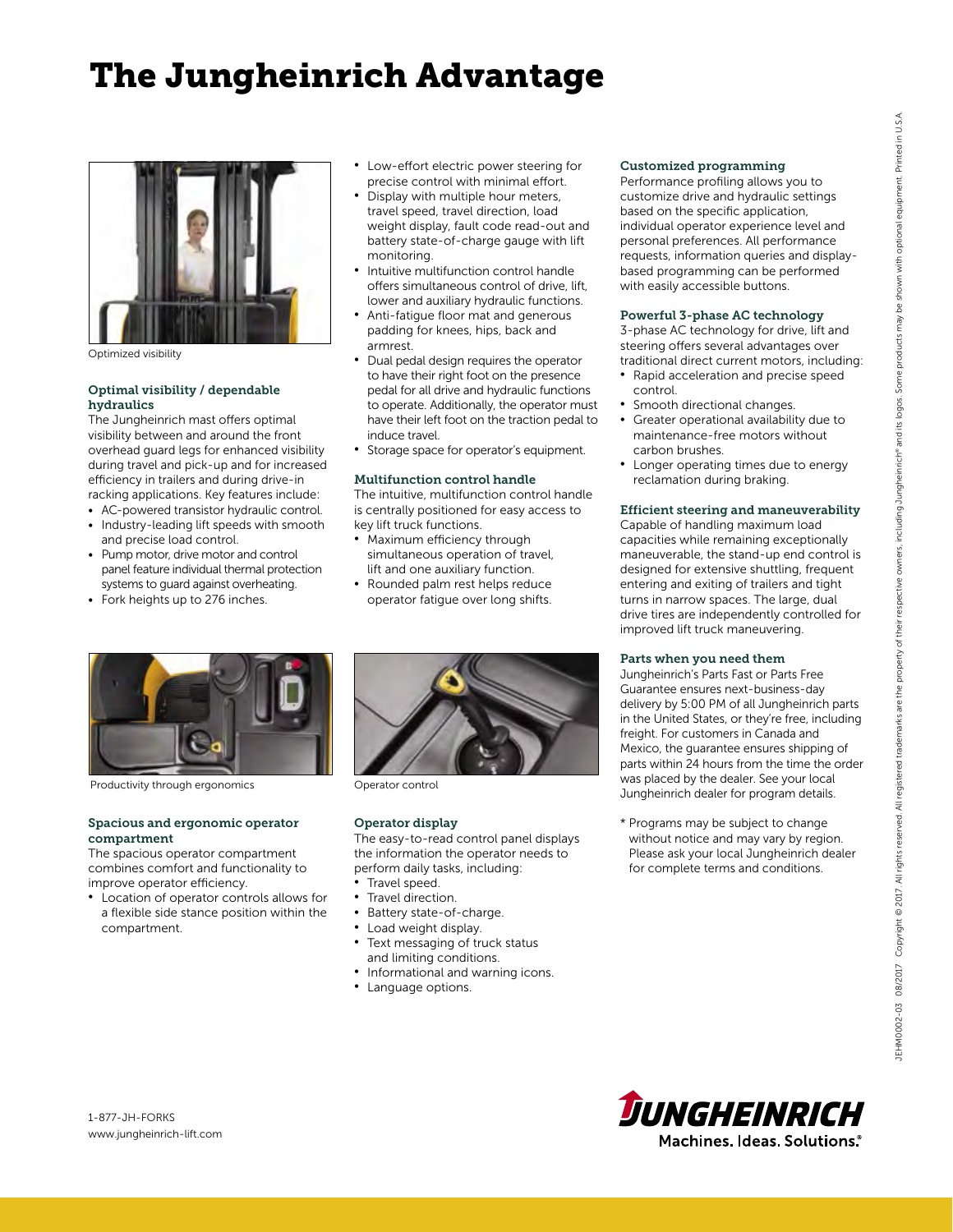# The Jungheinrich Advantage

Optimized visibility

### Optimal visibility / dependable hydraulics

The Jungheinrich mast offers optimal visibility between and around the front overhead guard legs for enhanced visibility during travel and pick-up and for increased efficiency in trailers and during drive-in racking applications. Key features include:

- AC-powered transistor hydraulic control.
- Industry-leading lift speeds with smooth and precise load control.
- Pump motor, drive motor and control panel feature individual thermal protection systems to guard against overheating.
- Fork heights up to 276 inches.

Productivity through ergonomics

### Spacious and ergonomic operator compartment

The spacious operator compartment combines comfort and functionality to improve operator efficiency.

- Location of operator controls allows for a flexible side stance position within the compartment.
- Low-effort electric power steering for precise control with minimal effort.
- Display with multiple hour meters, travel speed, travel direction, load weight display, fault code read-out and battery state-of-charge gauge with lift monitoring.
- Intuitive multifunction control handle offers simultaneous control of drive, lift, lower and auxiliary hydraulic functions.
- Anti-fatigue floor mat and generous padding for knees, hips, back and armrest.
- Dual pedal design requires the operator to have their right foot on the presence pedal for all drive and hydraulic functions to operate. Additionally, the operator must have their left foot on the traction pedal to induce travel.
- Storage space for operator's equipment.

### Multifunction control handle

The intuitive, multifunction control handle is centrally positioned for easy access to key lift truck functions.

- Maximum efficiency through simultaneous operation of travel, lift and one auxiliary function.
- Rounded palm rest helps reduce operator fatigue over long shifts.

Operator control

### Operator display

The easy-to-read control panel displays the information the operator needs to perform daily tasks, including:

- Travel speed.
- Travel direction.
- Battery state-of-charge.
- Load weight display.
- Text messaging of truck status and limiting conditions.
- Informational and warning icons.
- Language options.

### Customized programming

Performance profiling allows you to customize drive and hydraulic settings based on the specific application, individual operator experience level and personal preferences. All performance requests, information queries and display-based programming can be performed with easily accessible buttons.

### Powerful 3-phase AC technology

3-phase AC technology for drive, lift and steering offers several advantages over traditional direct current motors, including:

- Rapid acceleration and precise speed control.
- Smooth directional changes.
- Greater operational availability due to maintenance-free motors without carbon brushes.
- Longer operating times due to energy reclamation during braking.

### Efficient steering and maneuverability

Capable of handling maximum load capacities while remaining exceptionally maneuverable, the stand-up end control is designed for extensive shuttling, frequent entering and exiting of trailers and tight turns in narrow spaces. The large, dual drive tires are independently controlled for improved lift truck maneuvering.

### Parts when you need them

Jungheinrich's Parts Fast or Parts Free Guarantee ensures next-business-day delivery by 5:00 PM of all Jungheinrich parts in the United States, or they're free, including freight. For customers in Canada and Mexico, the guarantee ensures shipping of parts within 24 hours from the time the order was placed by the dealer. See your local Jungheinrich dealer for program details.

* Programs may be subject to change without notice and may vary by region. Please ask your local Jungheinrich dealer for complete terms and conditions.

1-877-JH-FORKS
www.jungheinrich-lift.com

JUNGHEINRICH
Machines. Ideas. Solutions.®

JEHM0002-03 08/2017 Copyright © 2017 All rights reserved. All registered trademarks are the property of their respective owners, including Jungheinrich® and its logos. Some products may be shown with optional equipment. Printed in U.S.A.